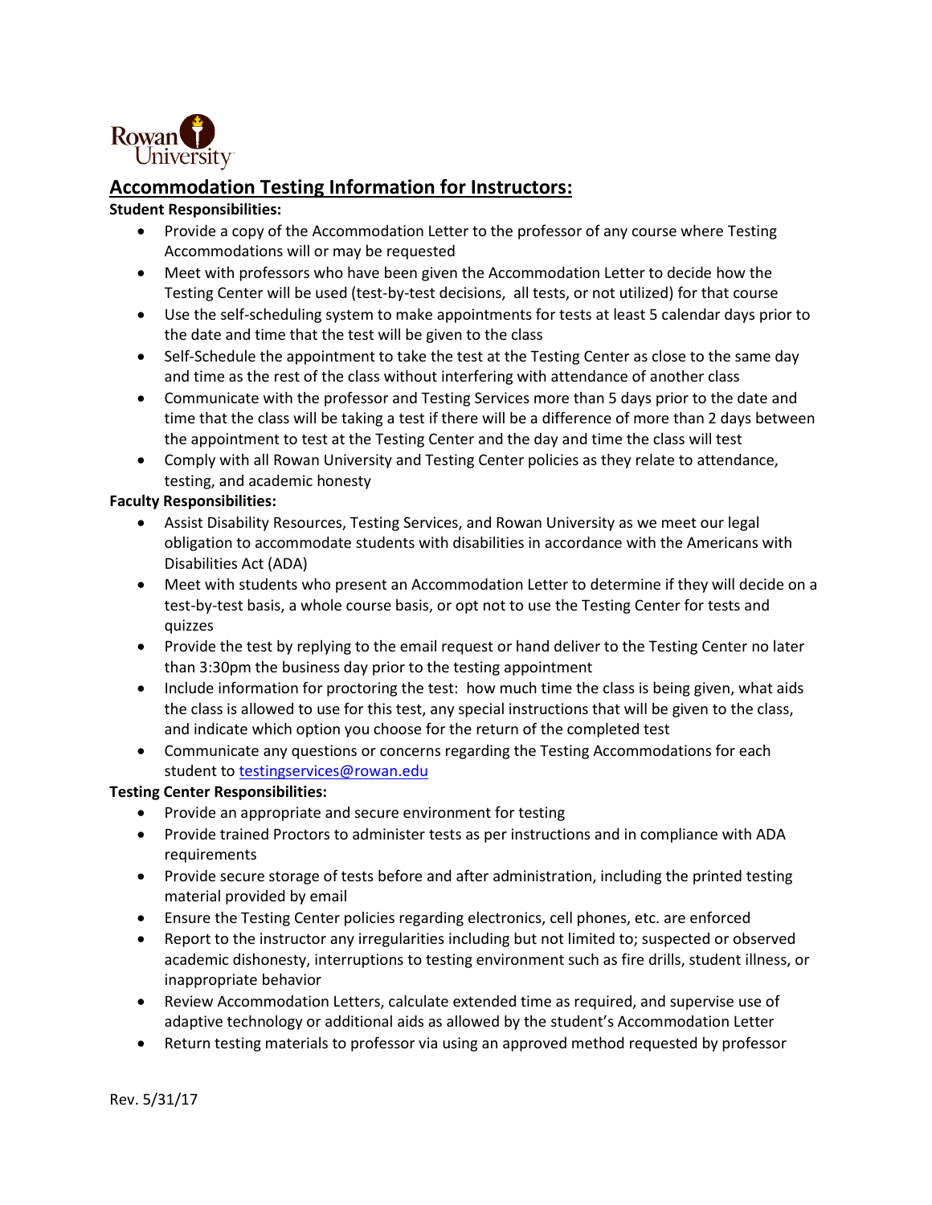## Accommodation Testing Information for Instructors:

**Student Responsibilities:**

- Provide a copy of the Accommodation Letter to the professor of any course where Testing Accommodations will or may be requested
- Meet with professors who have been given the Accommodation Letter to decide how the Testing Center will be used (test-by-test decisions, all tests, or not utilized) for that course
- Use the self-scheduling system to make appointments for tests at least 5 calendar days prior to the date and time that the test will be given to the class
- Self-Schedule the appointment to take the test at the Testing Center as close to the same day and time as the rest of the class without interfering with attendance of another class
- Communicate with the professor and Testing Services more than 5 days prior to the date and time that the class will be taking a test if there will be a difference of more than 2 days between the appointment to test at the Testing Center and the day and time the class will test
- Comply with all Rowan University and Testing Center policies as they relate to attendance, testing, and academic honesty

**Faculty Responsibilities:**

- Assist Disability Resources, Testing Services, and Rowan University as we meet our legal obligation to accommodate students with disabilities in accordance with the Americans with Disabilities Act (ADA)
- Meet with students who present an Accommodation Letter to determine if they will decide on a test-by-test basis, a whole course basis, or opt not to use the Testing Center for tests and quizzes
- Provide the test by replying to the email request or hand deliver to the Testing Center no later than 3:30pm the business day prior to the testing appointment
- Include information for proctoring the test: how much time the class is being given, what aids the class is allowed to use for this test, any special instructions that will be given to the class, and indicate which option you choose for the return of the completed test
- Communicate any questions or concerns regarding the Testing Accommodations for each student to testingservices@rowan.edu

**Testing Center Responsibilities:**

- Provide an appropriate and secure environment for testing
- Provide trained Proctors to administer tests as per instructions and in compliance with ADA requirements
- Provide secure storage of tests before and after administration, including the printed testing material provided by email
- Ensure the Testing Center policies regarding electronics, cell phones, etc. are enforced
- Report to the instructor any irregularities including but not limited to; suspected or observed academic dishonesty, interruptions to testing environment such as fire drills, student illness, or inappropriate behavior
- Review Accommodation Letters, calculate extended time as required, and supervise use of adaptive technology or additional aids as allowed by the student's Accommodation Letter
- Return testing materials to professor via using an approved method requested by professor

Rev. 5/31/17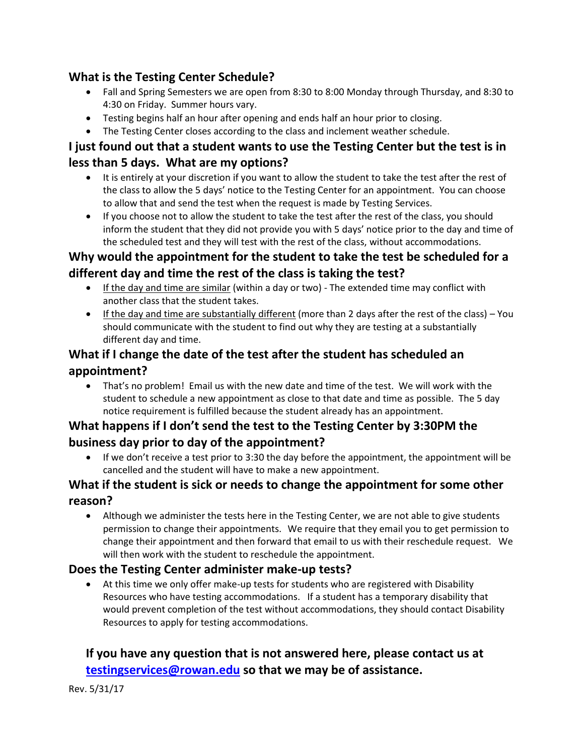## What is the Testing Center Schedule?

- Fall and Spring Semesters we are open from 8:30 to 8:00 Monday through Thursday, and 8:30 to 4:30 on Friday. Summer hours vary.
- Testing begins half an hour after opening and ends half an hour prior to closing.
- The Testing Center closes according to the class and inclement weather schedule.

## I just found out that a student wants to use the Testing Center but the test is in less than 5 days. What are my options?

- It is entirely at your discretion if you want to allow the student to take the test after the rest of the class to allow the 5 days' notice to the Testing Center for an appointment. You can choose to allow that and send the test when the request is made by Testing Services.
- If you choose not to allow the student to take the test after the rest of the class, you should inform the student that they did not provide you with 5 days' notice prior to the day and time of the scheduled test and they will test with the rest of the class, without accommodations.

## Why would the appointment for the student to take the test be scheduled for a different day and time the rest of the class is taking the test?

- If the day and time are similar (within a day or two) - The extended time may conflict with another class that the student takes.
- If the day and time are substantially different (more than 2 days after the rest of the class) – You should communicate with the student to find out why they are testing at a substantially different day and time.

## What if I change the date of the test after the student has scheduled an appointment?

- That's no problem! Email us with the new date and time of the test. We will work with the student to schedule a new appointment as close to that date and time as possible. The 5 day notice requirement is fulfilled because the student already has an appointment.

## What happens if I don't send the test to the Testing Center by 3:30PM the business day prior to day of the appointment?

- If we don't receive a test prior to 3:30 the day before the appointment, the appointment will be cancelled and the student will have to make a new appointment.

## What if the student is sick or needs to change the appointment for some other reason?

- Although we administer the tests here in the Testing Center, we are not able to give students permission to change their appointments. We require that they email you to get permission to change their appointment and then forward that email to us with their reschedule request. We will then work with the student to reschedule the appointment.

## Does the Testing Center administer make-up tests?

- At this time we only offer make-up tests for students who are registered with Disability Resources who have testing accommodations. If a student has a temporary disability that would prevent completion of the test without accommodations, they should contact Disability Resources to apply for testing accommodations.

## If you have any question that is not answered here, please contact us at testingservices@rowan.edu so that we may be of assistance.

Rev. 5/31/17